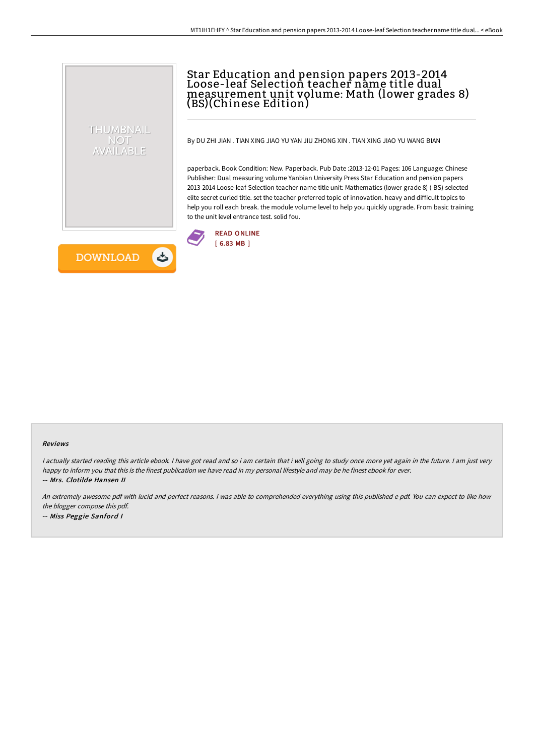# Star Education and pension papers 2013-2014 Loose-leaf Selection teacher name title dual measurement unit volume: Math (lower grades 8) (BS)(Chinese Edition)

By DU ZHI JIAN . TIAN XING JIAO YU YAN JIU ZHONG XIN . TIAN XING JIAO YU WANG BIAN

paperback. Book Condition: New. Paperback. Pub Date :2013-12-01 Pages: 106 Language: Chinese Publisher: Dual measuring volume Yanbian University Press Star Education and pension papers 2013-2014 Loose-leaf Selection teacher name title unit: Mathematics (lower grade 8) ( BS) selected elite secret curled title. set the teacher preferred topic of innovation. heavy and difficult topics to help you roll each break. the module volume level to help you quickly upgrade. From basic training to the unit level entrance test. solid fou.

READ ONLINE
[ 6.83 MB ]

DOWNLOAD

### Reviews

*I actually started reading this article ebook. I have got read and so i am certain that i will going to study once more yet again in the future. I am just very happy to inform you that this is the finest publication we have read in my personal lifestyle and may be he finest ebook for ever.*

*-- Mrs. Clotilde Hansen II*

*An extremely awesome pdf with lucid and perfect reasons. I was able to comprehended everything using this published e pdf. You can expect to like how the blogger compose this pdf.*

*-- Miss Peggie Sanford I*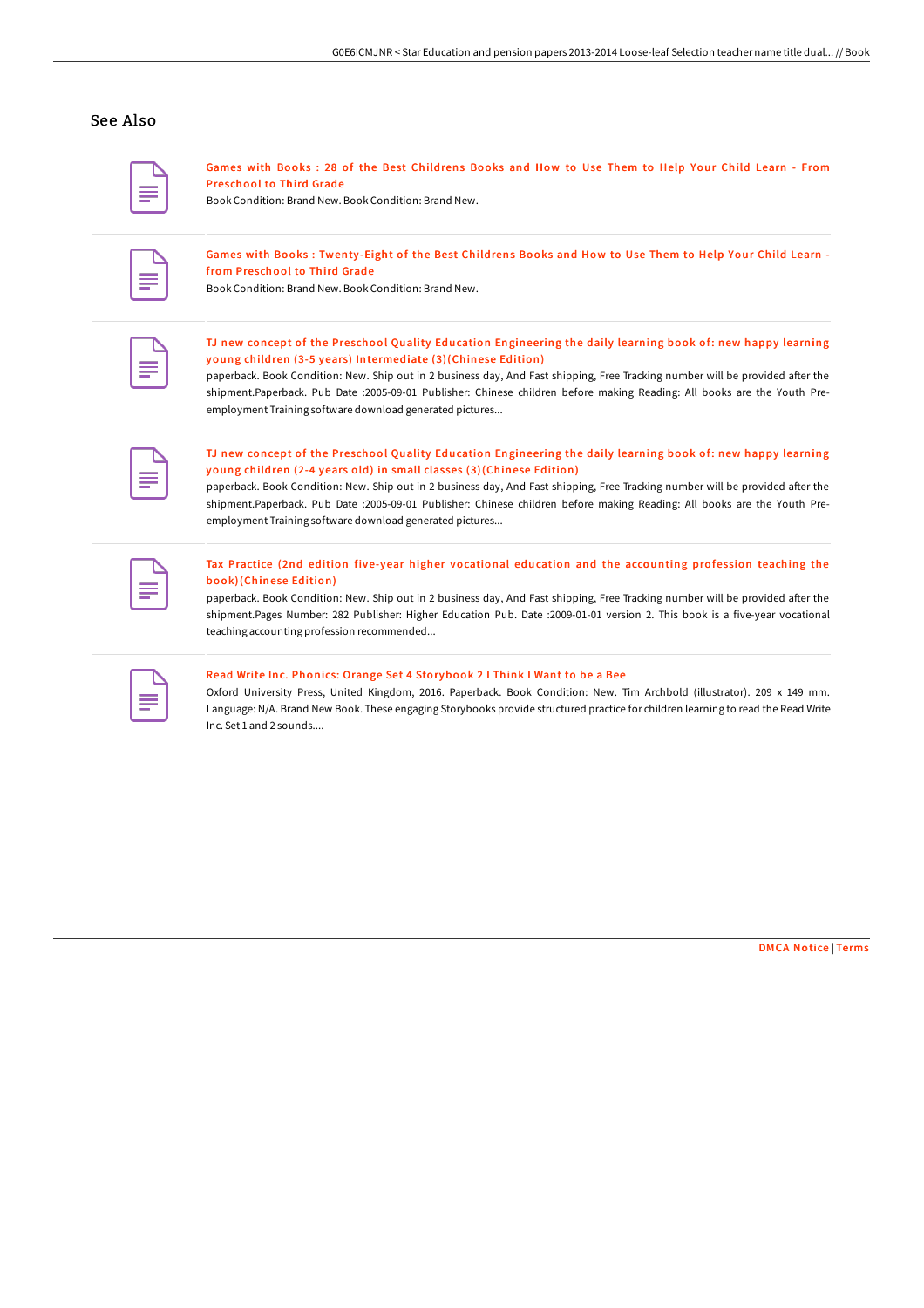## See Also

**Games with Books : 28 of the Best Childrens Books and How to Use Them to Help Your Child Learn - From Preschool to Third Grade**

Book Condition: Brand New. Book Condition: Brand New.

**Games with Books : Twenty-Eight of the Best Childrens Books and How to Use Them to Help Your Child Learn - from Preschool to Third Grade**

Book Condition: Brand New. Book Condition: Brand New.

**TJ new concept of the Preschool Quality Education Engineering the daily learning book of: new happy learning young children (3-5 years) Intermediate (3)(Chinese Edition)**

paperback. Book Condition: New. Ship out in 2 business day, And Fast shipping, Free Tracking number will be provided after the shipment.Paperback. Pub Date :2005-09-01 Publisher: Chinese children before making Reading: All books are the Youth Pre-employment Training software download generated pictures...

**TJ new concept of the Preschool Quality Education Engineering the daily learning book of: new happy learning young children (2-4 years old) in small classes (3)(Chinese Edition)**

paperback. Book Condition: New. Ship out in 2 business day, And Fast shipping, Free Tracking number will be provided after the shipment.Paperback. Pub Date :2005-09-01 Publisher: Chinese children before making Reading: All books are the Youth Pre-employment Training software download generated pictures...

**Tax Practice (2nd edition five-year higher vocational education and the accounting profession teaching the book)(Chinese Edition)**

paperback. Book Condition: New. Ship out in 2 business day, And Fast shipping, Free Tracking number will be provided after the shipment.Pages Number: 282 Publisher: Higher Education Pub. Date :2009-01-01 version 2. This book is a five-year vocational teaching accounting profession recommended...

**Read Write Inc. Phonics: Orange Set 4 Storybook 2 I Think I Want to be a Bee**

Oxford University Press, United Kingdom, 2016. Paperback. Book Condition: New. Tim Archbold (illustrator). 209 x 149 mm. Language: N/A. Brand New Book. These engaging Storybooks provide structured practice for children learning to read the Read Write Inc. Set 1 and 2 sounds....

DMCA Notice | Terms